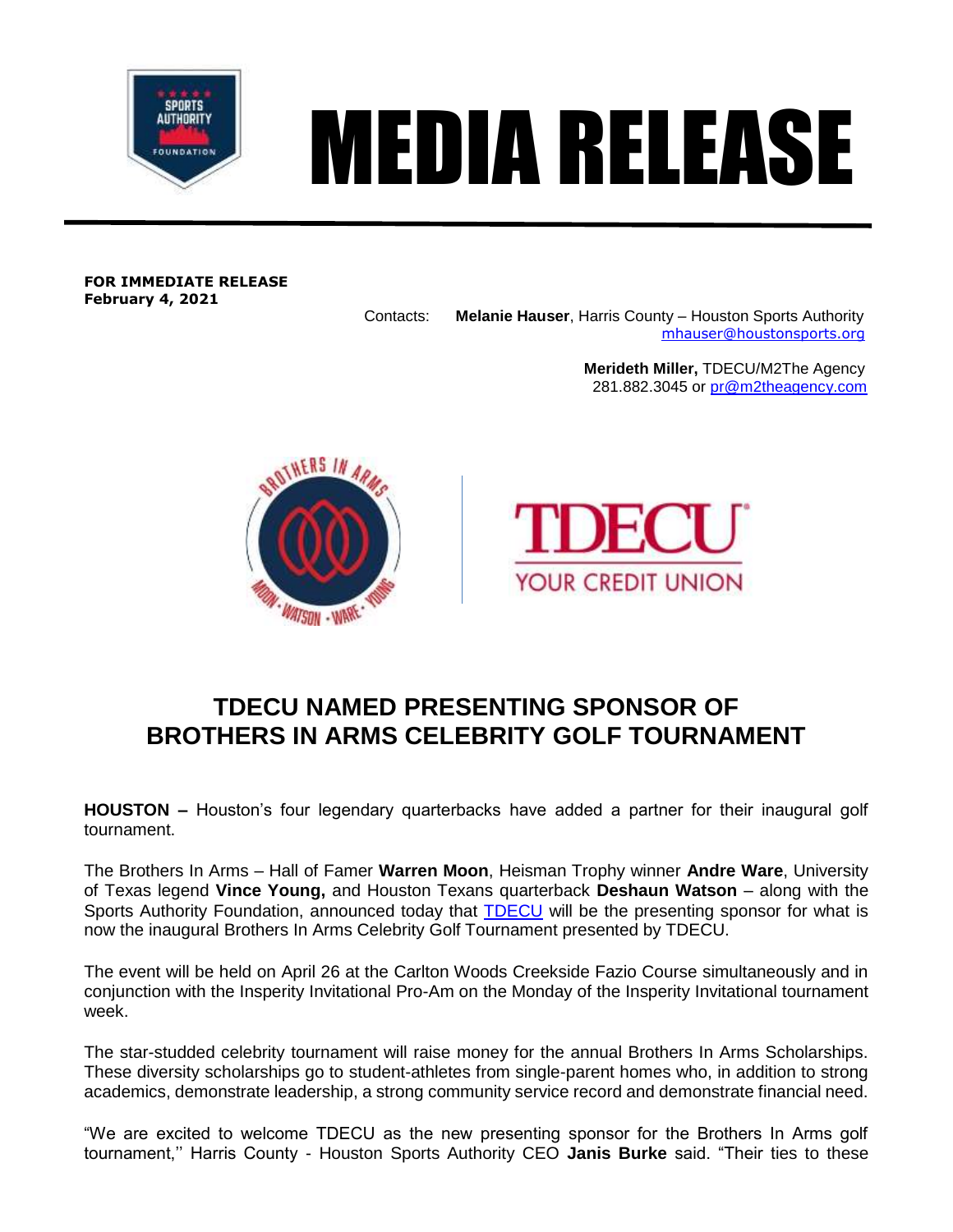# MEDIA RELEASE

**FOR IMMEDIATE RELEASE**
**February 4, 2021**

Contacts: **Melanie Hauser**, Harris County – Houston Sports Authority
mhauser@houstonsports.org

**Merideth Miller,** TDECU/M2The Agency
281.882.3045 or pr@m2theagency.com

## TDECU NAMED PRESENTING SPONSOR OF BROTHERS IN ARMS CELEBRITY GOLF TOURNAMENT

**HOUSTON –** Houston's four legendary quarterbacks have added a partner for their inaugural golf tournament.

The Brothers In Arms – Hall of Famer **Warren Moon**, Heisman Trophy winner **Andre Ware**, University of Texas legend **Vince Young,** and Houston Texans quarterback **Deshaun Watson** – along with the Sports Authority Foundation, announced today that TDECU will be the presenting sponsor for what is now the inaugural Brothers In Arms Celebrity Golf Tournament presented by TDECU.

The event will be held on April 26 at the Carlton Woods Creekside Fazio Course simultaneously and in conjunction with the Insperity Invitational Pro-Am on the Monday of the Insperity Invitational tournament week.

The star-studded celebrity tournament will raise money for the annual Brothers In Arms Scholarships. These diversity scholarships go to student-athletes from single-parent homes who, in addition to strong academics, demonstrate leadership, a strong community service record and demonstrate financial need.

"We are excited to welcome TDECU as the new presenting sponsor for the Brothers In Arms golf tournament,'' Harris County - Houston Sports Authority CEO **Janis Burke** said. "Their ties to these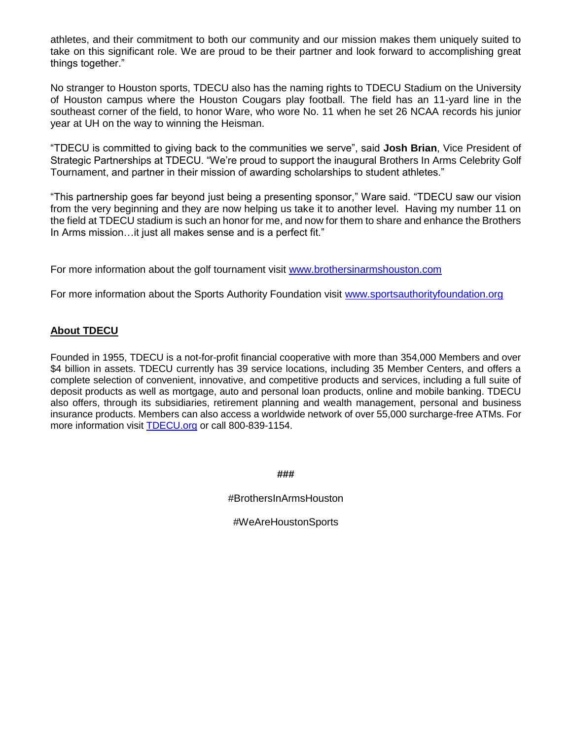athletes, and their commitment to both our community and our mission makes them uniquely suited to take on this significant role. We are proud to be their partner and look forward to accomplishing great things together."

No stranger to Houston sports, TDECU also has the naming rights to TDECU Stadium on the University of Houston campus where the Houston Cougars play football. The field has an 11-yard line in the southeast corner of the field, to honor Ware, who wore No. 11 when he set 26 NCAA records his junior year at UH on the way to winning the Heisman.

"TDECU is committed to giving back to the communities we serve", said **Josh Brian**, Vice President of Strategic Partnerships at TDECU. "We're proud to support the inaugural Brothers In Arms Celebrity Golf Tournament, and partner in their mission of awarding scholarships to student athletes."

"This partnership goes far beyond just being a presenting sponsor," Ware said. "TDECU saw our vision from the very beginning and they are now helping us take it to another level. Having my number 11 on the field at TDECU stadium is such an honor for me, and now for them to share and enhance the Brothers In Arms mission…it just all makes sense and is a perfect fit."

For more information about the golf tournament visit [www.brothersinarmshouston.com](http://www.brothersinarmshouston.com)

For more information about the Sports Authority Foundation visit [www.sportsauthorityfoundation.org](http://www.sportsauthorityfoundation.org)

## About TDECU

Founded in 1955, TDECU is a not-for-profit financial cooperative with more than 354,000 Members and over $4 billion in assets. TDECU currently has 39 service locations, including 35 Member Centers, and offers a complete selection of convenient, innovative, and competitive products and services, including a full suite of deposit products as well as mortgage, auto and personal loan products, online and mobile banking. TDECU also offers, through its subsidiaries, retirement planning and wealth management, personal and business insurance products. Members can also access a worldwide network of over 55,000 surcharge-free ATMs. For more information visit [TDECU.org](http://TDECU.org) or call 800-839-1154.

###

#BrothersInArmsHouston

#WeAreHoustonSports